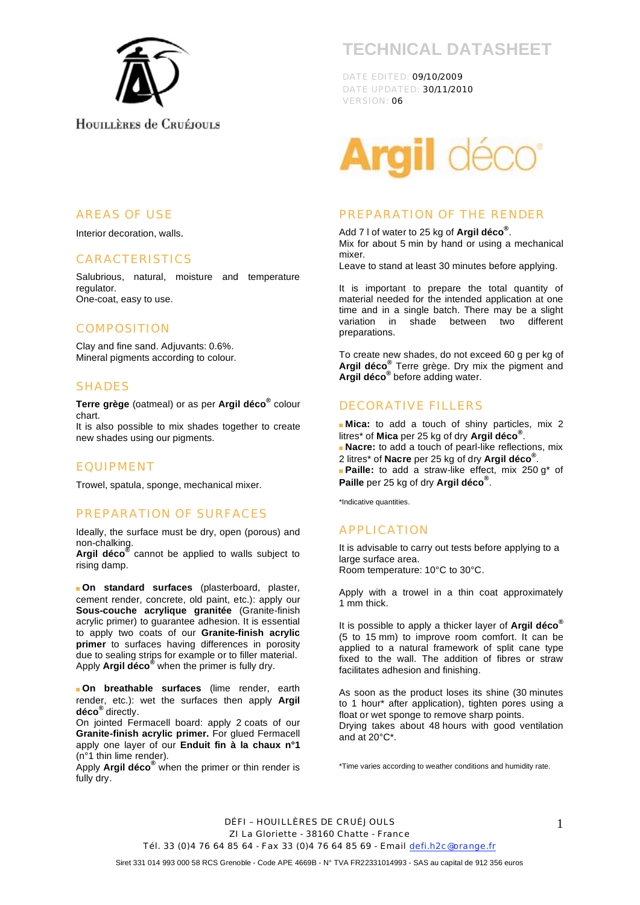Houillères de Cruéjouls

# TECHNICAL DATASHEET

DATE EDITED: 09/10/2009
DATE UPDATED: 30/11/2010
VERSION: 06

**Argil déco®**

## AREAS OF USE

Interior decoration, walls.

## CARACTERISTICS

Salubrious, natural, moisture and temperature regulator.
One-coat, easy to use.

## COMPOSITION

Clay and fine sand. Adjuvants: 0.6%.
Mineral pigments according to colour.

## SHADES

**Terre grège** (oatmeal) or as per **Argil déco®** colour chart.
It is also possible to mix shades together to create new shades using our pigments.

## EQUIPMENT

Trowel, spatula, sponge, mechanical mixer.

## PREPARATION OF SURFACES

Ideally, the surface must be dry, open (porous) and non-chalking.
**Argil déco®** cannot be applied to walls subject to rising damp.

- **On standard surfaces** (plasterboard, plaster, cement render, concrete, old paint, etc.): apply our **Sous-couche acrylique granitée** (Granite-finish acrylic primer) to guarantee adhesion. It is essential to apply two coats of our **Granite-finish acrylic primer** to surfaces having differences in porosity due to sealing strips for example or to filler material. Apply **Argil déco®** when the primer is fully dry.

- **On breathable surfaces** (lime render, earth render, etc.): wet the surfaces then apply **Argil déco®** directly.
On jointed Fermacell board: apply 2 coats of our **Granite-finish acrylic primer.** For glued Fermacell apply one layer of our **Enduit fin à la chaux n°1** (n°1 thin lime render).
Apply **Argil déco®** when the primer or thin render is fully dry.

## PREPARATION OF THE RENDER

Add 7 l of water to 25 kg of **Argil déco®**.
Mix for about 5 min by hand or using a mechanical mixer.
Leave to stand at least 30 minutes before applying.

It is important to prepare the total quantity of material needed for the intended application at one time and in a single batch. There may be a slight variation in shade between two different preparations.

To create new shades, do not exceed 60 g per kg of **Argil déco®** Terre grège. Dry mix the pigment and **Argil déco®** before adding water.

## DECORATIVE FILLERS

- **Mica:** to add a touch of shiny particles, mix 2 litres* of **Mica** per 25 kg of dry **Argil déco®**.
- **Nacre:** to add a touch of pearl-like reflections, mix 2 litres* of **Nacre** per 25 kg of dry **Argil déco®**.
- **Paille:** to add a straw-like effect, mix 250 g* of **Paille** per 25 kg of dry **Argil déco®**.

*Indicative quantities.

## APPLICATION

It is advisable to carry out tests before applying to a large surface area.
Room temperature: 10°C to 30°C.

Apply with a trowel in a thin coat approximately 1 mm thick.

It is possible to apply a thicker layer of **Argil déco®** (5 to 15 mm) to improve room comfort. It can be applied to a natural framework of split cane type fixed to the wall. The addition of fibres or straw facilitates adhesion and finishing.

As soon as the product loses its shine (30 minutes to 1 hour* after application), tighten pores using a float or wet sponge to remove sharp points.
Drying takes about 48 hours with good ventilation and at 20°C*.

*Time varies according to weather conditions and humidity rate.

DÉFI – HOUILLÈRES DE CRUÉJOULS
ZI La Gloriette - 38160 Chatte - France
Tél. 33 (0)4 76 64 85 64 - Fax 33 (0)4 76 64 85 69 - Email defi.h2c@orange.fr

Siret 331 014 993 000 58 RCS Grenoble - Code APE 4669B - N° TVA FR22331014993 - SAS au capital de 912 356 euros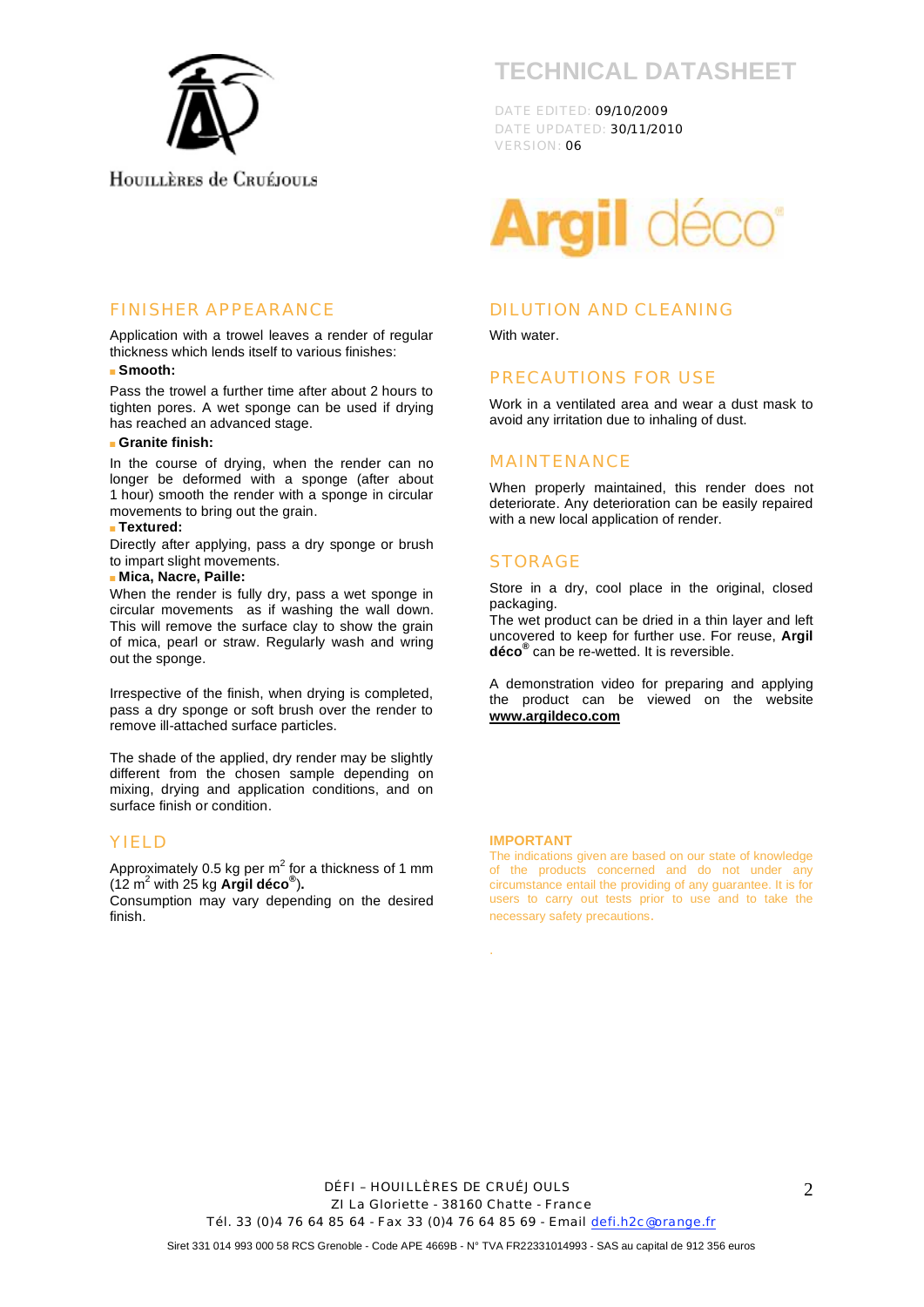Houillères de Cruéjouls

# TECHNICAL DATASHEET

DATE EDITED: 09/10/2009
DATE UPDATED: 30/11/2010
VERSION: 06

**Argil déco®**

## FINISHER APPEARANCE

Application with a trowel leaves a render of regular thickness which lends itself to various finishes:

- **Smooth:**

Pass the trowel a further time after about 2 hours to tighten pores. A wet sponge can be used if drying has reached an advanced stage.

- **Granite finish:**

In the course of drying, when the render can no longer be deformed with a sponge (after about 1 hour) smooth the render with a sponge in circular movements to bring out the grain.

- **Textured:**

Directly after applying, pass a dry sponge or brush to impart slight movements.

- **Mica, Nacre, Paille:**

When the render is fully dry, pass a wet sponge in circular movements as if washing the wall down. This will remove the surface clay to show the grain of mica, pearl or straw. Regularly wash and wring out the sponge.

Irrespective of the finish, when drying is completed, pass a dry sponge or soft brush over the render to remove ill-attached surface particles.

The shade of the applied, dry render may be slightly different from the chosen sample depending on mixing, drying and application conditions, and on surface finish or condition.

## YIELD

Approximately 0.5 kg per m$^2$ for a thickness of 1 mm (12 m$^2$ with 25 kg **Argil déco®**).
Consumption may vary depending on the desired finish.

## DILUTION AND CLEANING

With water.

## PRECAUTIONS FOR USE

Work in a ventilated area and wear a dust mask to avoid any irritation due to inhaling of dust.

## MAINTENANCE

When properly maintained, this render does not deteriorate. Any deterioration can be easily repaired with a new local application of render.

## STORAGE

Store in a dry, cool place in the original, closed packaging.
The wet product can be dried in a thin layer and left uncovered to keep for further use. For reuse, **Argil déco®** can be re-wetted. It is reversible.

A demonstration video for preparing and applying the product can be viewed on the website **www.argildeco.com**

**IMPORTANT**

The indications given are based on our state of knowledge of the products concerned and do not under any circumstance entail the providing of any guarantee. It is for users to carry out tests prior to use and to take the necessary safety precautions.

DÉFI – HOUILLÈRES DE CRUÉJOULS
ZI La Gloriette - 38160 Chatte - France
Tél. 33 (0)4 76 64 85 64 - Fax 33 (0)4 76 64 85 69 - Email defi.h2c@orange.fr

Siret 331 014 993 000 58 RCS Grenoble - Code APE 4669B - N° TVA FR22331014993 - SAS au capital de 912 356 euros